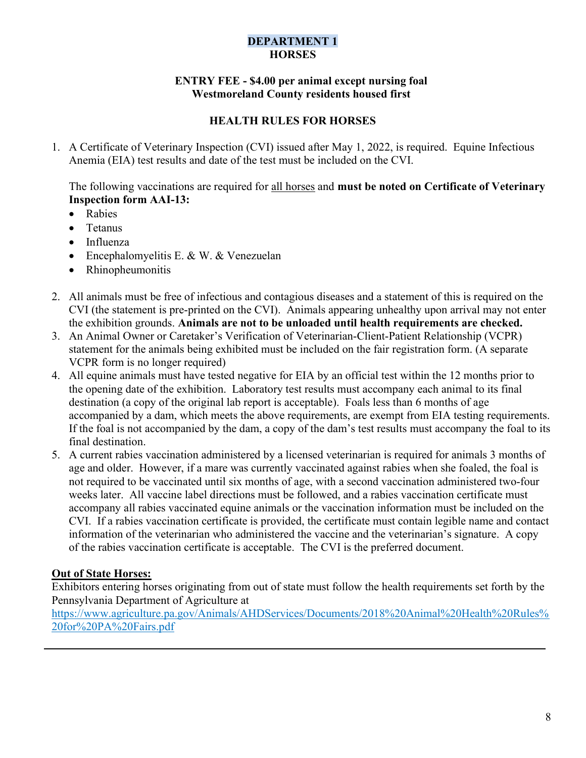# DEPARTMENT 1
# HORSES

**ENTRY FEE - $4.00 per animal except nursing foal**
**Westmoreland County residents housed first**

## HEALTH RULES FOR HORSES

1. A Certificate of Veterinary Inspection (CVI) issued after May 1, 2022, is required. Equine Infectious Anemia (EIA) test results and date of the test must be included on the CVI.

   The following vaccinations are required for <u>all horses</u> and **must be noted on Certificate of Veterinary Inspection form AAI-13:**
   - Rabies
   - Tetanus
   - Influenza
   - Encephalomyelitis E. & W. & Venezuelan
   - Rhinopheumonitis

2. All animals must be free of infectious and contagious diseases and a statement of this is required on the CVI (the statement is pre-printed on the CVI). Animals appearing unhealthy upon arrival may not enter the exhibition grounds. **Animals are not to be unloaded until health requirements are checked.**
3. An Animal Owner or Caretaker's Verification of Veterinarian-Client-Patient Relationship (VCPR) statement for the animals being exhibited must be included on the fair registration form. (A separate VCPR form is no longer required)
4. All equine animals must have tested negative for EIA by an official test within the 12 months prior to the opening date of the exhibition. Laboratory test results must accompany each animal to its final destination (a copy of the original lab report is acceptable). Foals less than 6 months of age accompanied by a dam, which meets the above requirements, are exempt from EIA testing requirements. If the foal is not accompanied by the dam, a copy of the dam's test results must accompany the foal to its final destination.
5. A current rabies vaccination administered by a licensed veterinarian is required for animals 3 months of age and older. However, if a mare was currently vaccinated against rabies when she foaled, the foal is not required to be vaccinated until six months of age, with a second vaccination administered two-four weeks later. All vaccine label directions must be followed, and a rabies vaccination certificate must accompany all rabies vaccinated equine animals or the vaccination information must be included on the CVI. If a rabies vaccination certificate is provided, the certificate must contain legible name and contact information of the veterinarian who administered the vaccine and the veterinarian's signature. A copy of the rabies vaccination certificate is acceptable. The CVI is the preferred document.

**<u>Out of State Horses:</u>**
Exhibitors entering horses originating from out of state must follow the health requirements set forth by the Pennsylvania Department of Agriculture at
https://www.agriculture.pa.gov/Animals/AHDServices/Documents/2018%20Animal%20Health%20Rules%20for%20PA%20Fairs.pdf

---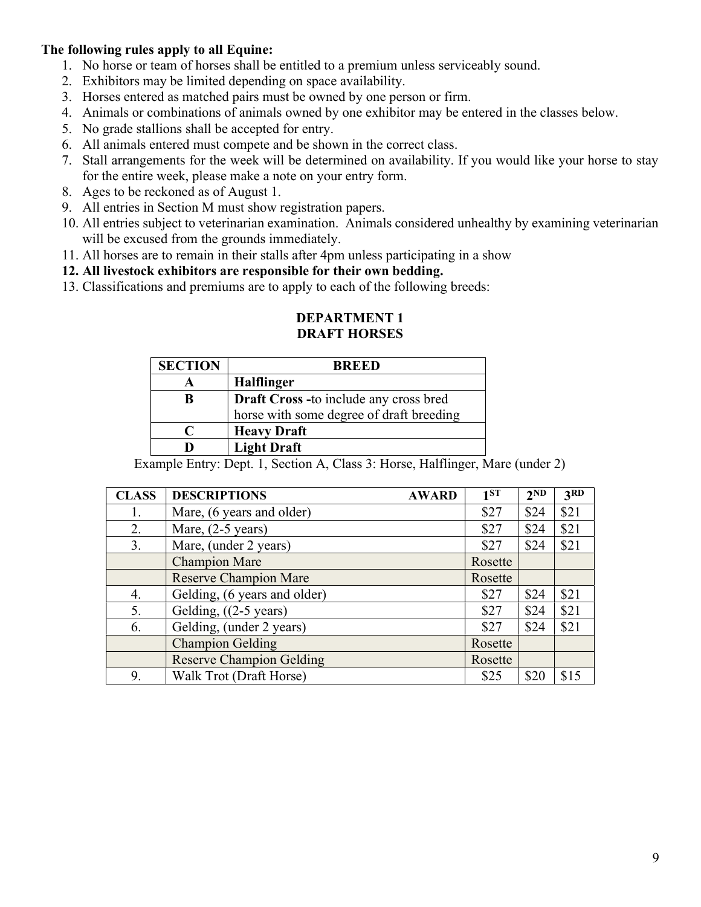**The following rules apply to all Equine:**

1. No horse or team of horses shall be entitled to a premium unless serviceably sound.
2. Exhibitors may be limited depending on space availability.
3. Horses entered as matched pairs must be owned by one person or firm.
4. Animals or combinations of animals owned by one exhibitor may be entered in the classes below.
5. No grade stallions shall be accepted for entry.
6. All animals entered must compete and be shown in the correct class.
7. Stall arrangements for the week will be determined on availability. If you would like your horse to stay for the entire week, please make a note on your entry form.
8. Ages to be reckoned as of August 1.
9. All entries in Section M must show registration papers.
10. All entries subject to veterinarian examination. Animals considered unhealthy by examining veterinarian will be excused from the grounds immediately.
11. All horses are to remain in their stalls after 4pm unless participating in a show
12. **All livestock exhibitors are responsible for their own bedding.**
13. Classifications and premiums are to apply to each of the following breeds:

## DEPARTMENT 1
## DRAFT HORSES

| SECTION | BREED |
|---|---|
| A | **Halflinger** |
| B | **Draft Cross -**to include any cross bred horse with some degree of draft breeding |
| C | **Heavy Draft** |
| D | **Light Draft** |

Example Entry: Dept. 1, Section A, Class 3: Horse, Halflinger, Mare (under 2)

| CLASS | DESCRIPTIONS AWARD | 1ST | 2ND | 3RD |
|---|---|---|---|---|
| 1. | Mare, (6 years and older) | $27 | $24 | $21 |
| 2. | Mare, (2-5 years) | $27 | $24 | $21 |
| 3. | Mare, (under 2 years) | $27 | $24 | $21 |
| | Champion Mare | Rosette | | |
| | Reserve Champion Mare | Rosette | | |
| 4. | Gelding, (6 years and older) | $27 | $24 | $21 |
| 5. | Gelding, ((2-5 years) | $27 | $24 | $21 |
| 6. | Gelding, (under 2 years) | $27 | $24 | $21 |
| | Champion Gelding | Rosette | | |
| | Reserve Champion Gelding | Rosette | | |
| 9. | Walk Trot (Draft Horse) | $25 | $20 | $15 |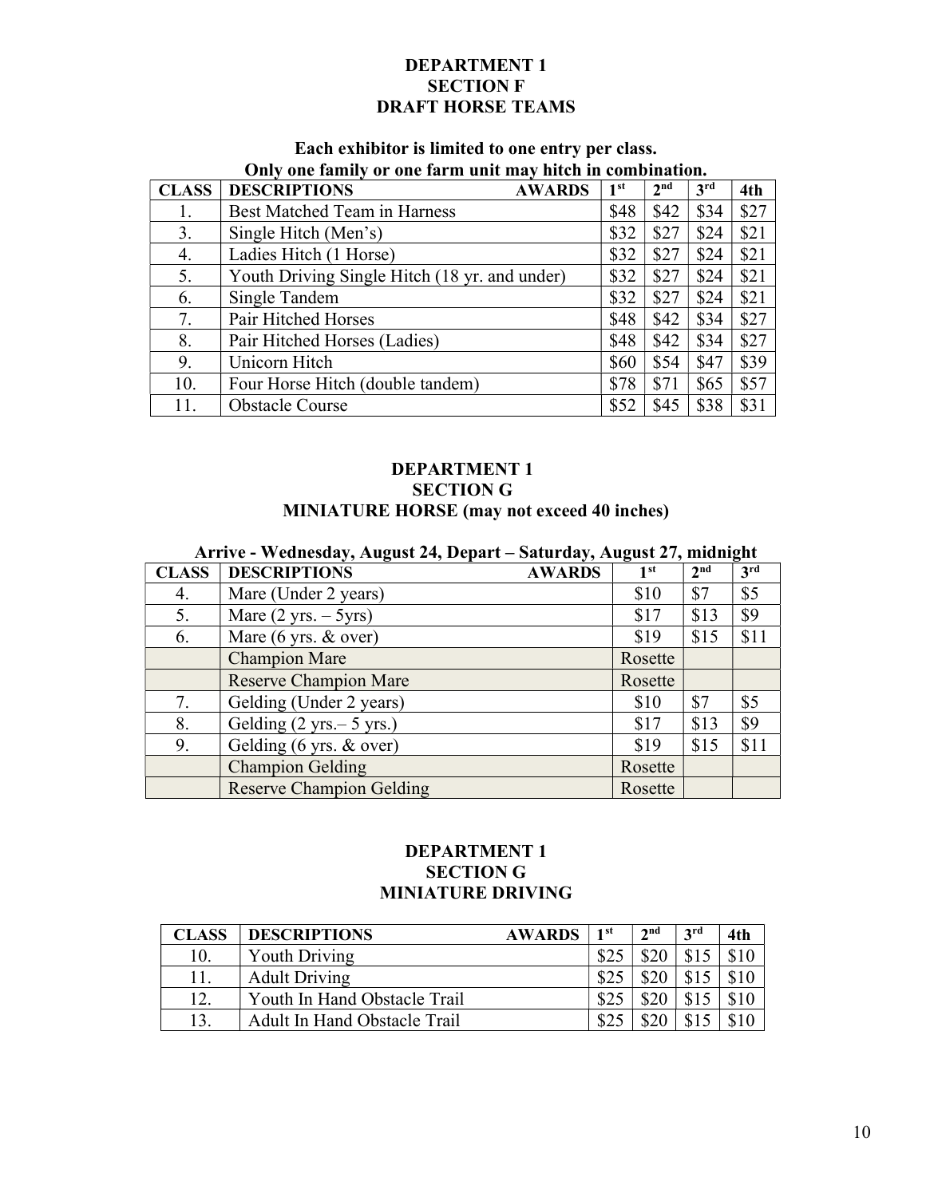**DEPARTMENT 1**
**SECTION F**
**DRAFT HORSE TEAMS**

**Each exhibitor is limited to one entry per class.**
**Only one family or one farm unit may hitch in combination.**

| CLASS | DESCRIPTIONS AWARDS | 1st | 2nd | 3rd | 4th |
|---|---|---|---|---|---|
| 1. | Best Matched Team in Harness | $48 | $42 | $34 | $27 |
| 3. | Single Hitch (Men's) | $32 | $27 | $24 | $21 |
| 4. | Ladies Hitch (1 Horse) | $32 | $27 | $24 | $21 |
| 5. | Youth Driving Single Hitch (18 yr. and under) | $32 | $27 | $24 | $21 |
| 6. | Single Tandem | $32 | $27 | $24 | $21 |
| 7. | Pair Hitched Horses | $48 | $42 | $34 | $27 |
| 8. | Pair Hitched Horses (Ladies) | $48 | $42 | $34 | $27 |
| 9. | Unicorn Hitch | $60 | $54 | $47 | $39 |
| 10. | Four Horse Hitch (double tandem) | $78 | $71 | $65 | $57 |
| 11. | Obstacle Course | $52 | $45 | $38 | $31 |

**DEPARTMENT 1**
**SECTION G**
**MINIATURE HORSE (may not exceed 40 inches)**

**Arrive - Wednesday, August 24, Depart – Saturday, August 27, midnight**

| CLASS | DESCRIPTIONS AWARDS | 1st | 2nd | 3rd |
|---|---|---|---|---|
| 4. | Mare (Under 2 years) | $10 | $7 | $5 |
| 5. | Mare (2 yrs. – 5yrs) | $17 | $13 | $9 |
| 6. | Mare (6 yrs. & over) | $19 | $15 | $11 |
| | Champion Mare | Rosette | | |
| | Reserve Champion Mare | Rosette | | |
| 7. | Gelding (Under 2 years) | $10 | $7 | $5 |
| 8. | Gelding (2 yrs.– 5 yrs.) | $17 | $13 | $9 |
| 9. | Gelding (6 yrs. & over) | $19 | $15 | $11 |
| | Champion Gelding | Rosette | | |
| | Reserve Champion Gelding | Rosette | | |

**DEPARTMENT 1**
**SECTION G**
**MINIATURE DRIVING**

| CLASS | DESCRIPTIONS AWARDS | 1st | 2nd | 3rd | 4th |
|---|---|---|---|---|---|
| 10. | Youth Driving | $25 | $20 | $15 | $10 |
| 11. | Adult Driving | $25 | $20 | $15 | $10 |
| 12. | Youth In Hand Obstacle Trail | $25 | $20 | $15 | $10 |
| 13. | Adult In Hand Obstacle Trail | $25 | $20 | $15 | $10 |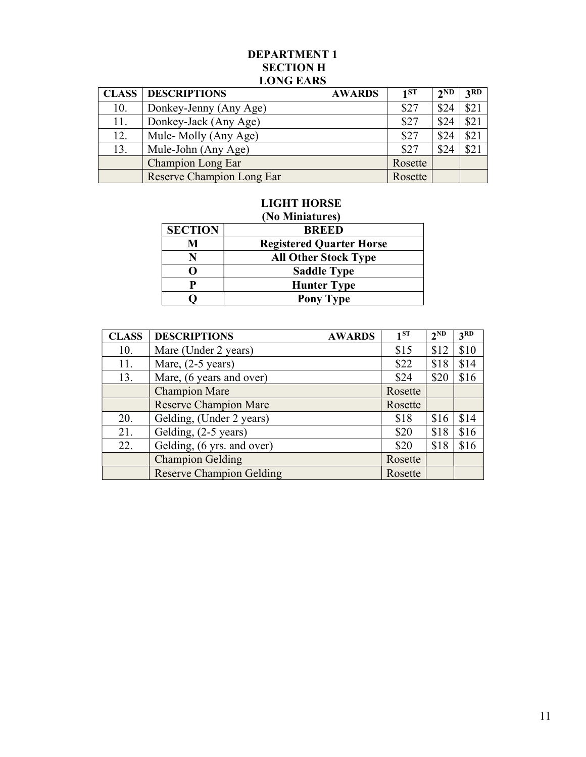**DEPARTMENT 1**
**SECTION H**
**LONG EARS**

| CLASS | DESCRIPTIONS AWARDS | 1ST | 2ND | 3RD |
|---|---|---|---|---|
| 10. | Donkey-Jenny (Any Age) | $27 | $24 | $21 |
| 11. | Donkey-Jack (Any Age) | $27 | $24 | $21 |
| 12. | Mule- Molly (Any Age) | $27 | $24 | $21 |
| 13. | Mule-John (Any Age) | $27 | $24 | $21 |
| | Champion Long Ear | Rosette | | |
| | Reserve Champion Long Ear | Rosette | | |

**LIGHT HORSE**
**(No Miniatures)**

| SECTION | BREED |
|---|---|
| M | Registered Quarter Horse |
| N | All Other Stock Type |
| O | Saddle Type |
| P | Hunter Type |
| Q | Pony Type |

| CLASS | DESCRIPTIONS AWARDS | 1ST | 2ND | 3RD |
|---|---|---|---|---|
| 10. | Mare (Under 2 years) | $15 | $12 | $10 |
| 11. | Mare, (2-5 years) | $22 | $18 | $14 |
| 13. | Mare, (6 years and over) | $24 | $20 | $16 |
| | Champion Mare | Rosette | | |
| | Reserve Champion Mare | Rosette | | |
| 20. | Gelding, (Under 2 years) | $18 | $16 | $14 |
| 21. | Gelding, (2-5 years) | $20 | $18 | $16 |
| 22. | Gelding, (6 yrs. and over) | $20 | $18 | $16 |
| | Champion Gelding | Rosette | | |
| | Reserve Champion Gelding | Rosette | | |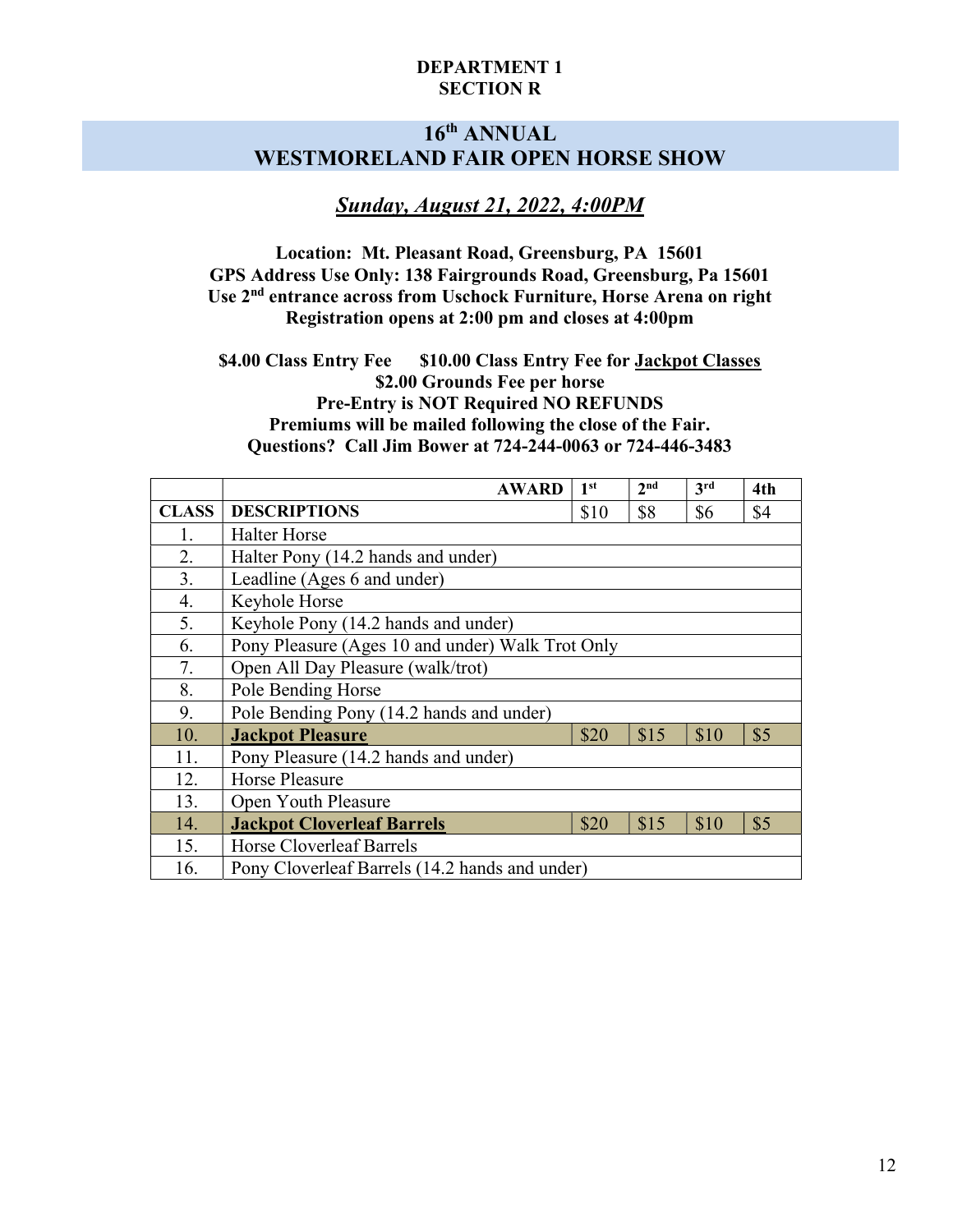**DEPARTMENT 1**
**SECTION R**

# 16th ANNUAL WESTMORELAND FAIR OPEN HORSE SHOW

## ***Sunday, August 21, 2022, 4:00PM***

**Location: Mt. Pleasant Road, Greensburg, PA 15601**
**GPS Address Use Only: 138 Fairgrounds Road, Greensburg, Pa 15601**
**Use 2nd entrance across from Uschock Furniture, Horse Arena on right**
**Registration opens at 2:00 pm and closes at 4:00pm**

**$4.00 Class Entry Fee $10.00 Class Entry Fee for Jackpot Classes**
**$2.00 Grounds Fee per horse**
**Pre-Entry is NOT Required NO REFUNDS**
**Premiums will be mailed following the close of the Fair.**
**Questions? Call Jim Bower at 724-244-0063 or 724-446-3483**

| | **AWARD** | **1st** | **2nd** | **3rd** | **4th** |
|---|---|---|---|---|---|
| **CLASS** | **DESCRIPTIONS** | $10 | $8 | $6 | $4 |
| 1. | Halter Horse | | | | |
| 2. | Halter Pony (14.2 hands and under) | | | | |
| 3. | Leadline (Ages 6 and under) | | | | |
| 4. | Keyhole Horse | | | | |
| 5. | Keyhole Pony (14.2 hands and under) | | | | |
| 6. | Pony Pleasure (Ages 10 and under) Walk Trot Only | | | | |
| 7. | Open All Day Pleasure (walk/trot) | | | | |
| 8. | Pole Bending Horse | | | | |
| 9. | Pole Bending Pony (14.2 hands and under) | | | | |
| 10. | **Jackpot Pleasure** | $20 | $15 | $10 | $5 |
| 11. | Pony Pleasure (14.2 hands and under) | | | | |
| 12. | Horse Pleasure | | | | |
| 13. | Open Youth Pleasure | | | | |
| 14. | **Jackpot Cloverleaf Barrels** | $20 | $15 | $10 | $5 |
| 15. | Horse Cloverleaf Barrels | | | | |
| 16. | Pony Cloverleaf Barrels (14.2 hands and under) | | | | |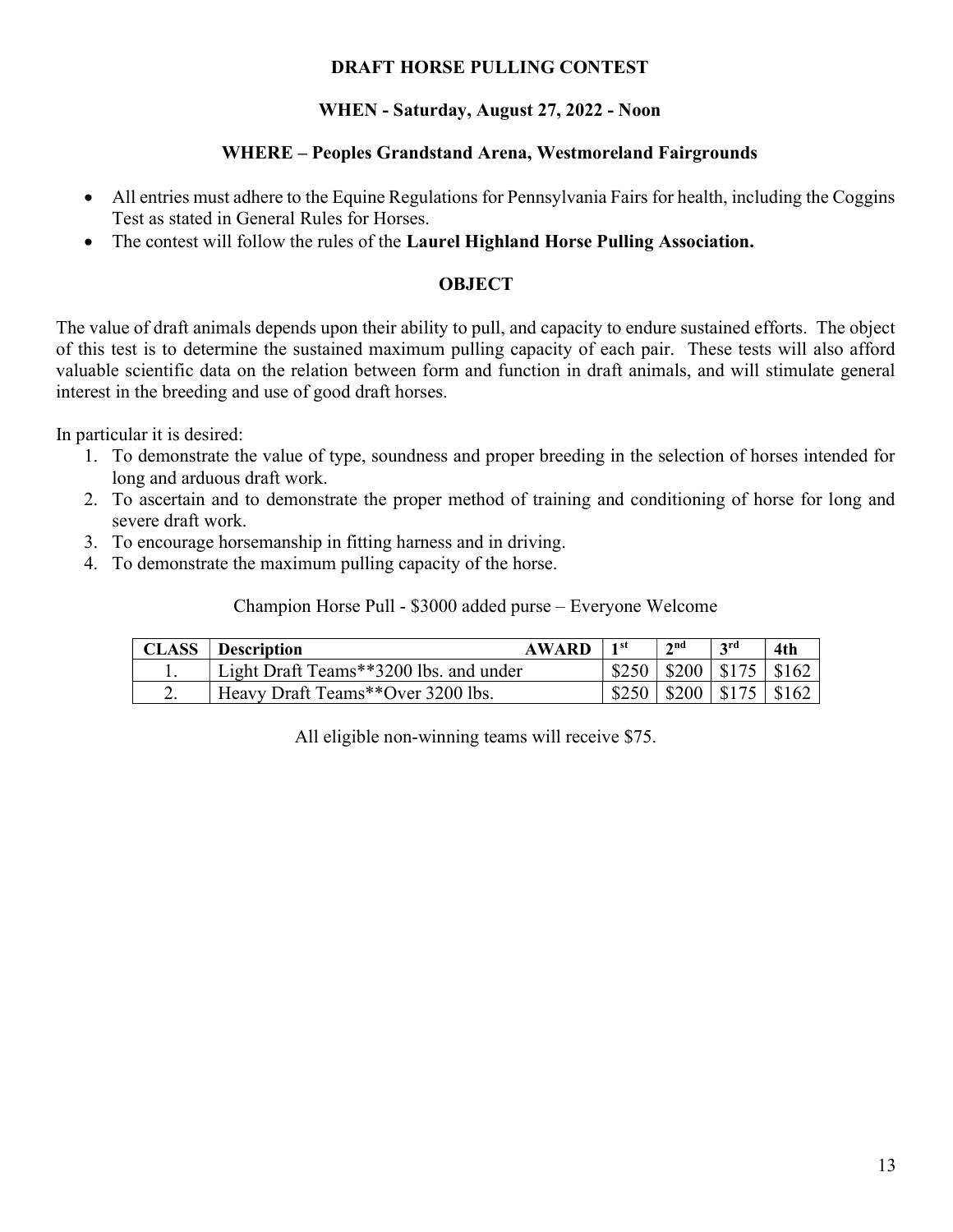## DRAFT HORSE PULLING CONTEST

**WHEN - Saturday, August 27, 2022 - Noon**

**WHERE – Peoples Grandstand Arena, Westmoreland Fairgrounds**

- All entries must adhere to the Equine Regulations for Pennsylvania Fairs for health, including the Coggins Test as stated in General Rules for Horses.
- The contest will follow the rules of the **Laurel Highland Horse Pulling Association.**

### OBJECT

The value of draft animals depends upon their ability to pull, and capacity to endure sustained efforts. The object of this test is to determine the sustained maximum pulling capacity of each pair. These tests will also afford valuable scientific data on the relation between form and function in draft animals, and will stimulate general interest in the breeding and use of good draft horses.

In particular it is desired:

1. To demonstrate the value of type, soundness and proper breeding in the selection of horses intended for long and arduous draft work.
2. To ascertain and to demonstrate the proper method of training and conditioning of horse for long and severe draft work.
3. To encourage horsemanship in fitting harness and in driving.
4. To demonstrate the maximum pulling capacity of the horse.

Champion Horse Pull - $3000 added purse – Everyone Welcome

| CLASS | Description AWARD | 1st | 2nd | 3rd | 4th |
|---|---|---|---|---|---|
| 1. | Light Draft Teams**3200 lbs. and under | $250 | $200 | $175 | $162 |
| 2. | Heavy Draft Teams**Over 3200 lbs. | $250 | $200 | $175 | $162 |

All eligible non-winning teams will receive $75.